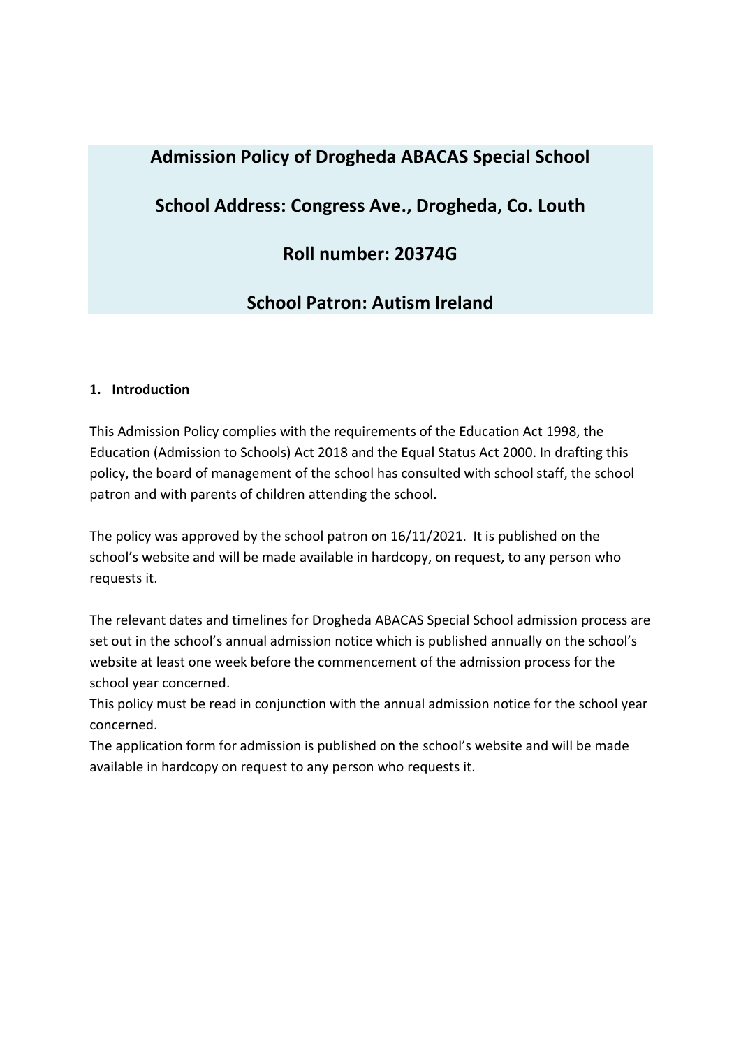# Admission Policy of Drogheda ABACAS Special School

## School Address: Congress Ave., Drogheda, Co. Louth

## Roll number: 20374G

## School Patron: Autism Ireland

### 1. Introduction

This Admission Policy complies with the requirements of the Education Act 1998, the Education (Admission to Schools) Act 2018 and the Equal Status Act 2000. In drafting this policy, the board of management of the school has consulted with school staff, the school patron and with parents of children attending the school.

The policy was approved by the school patron on 16/11/2021. It is published on the school's website and will be made available in hardcopy, on request, to any person who requests it.

The relevant dates and timelines for Drogheda ABACAS Special School admission process are set out in the school's annual admission notice which is published annually on the school's website at least one week before the commencement of the admission process for the school year concerned.

This policy must be read in conjunction with the annual admission notice for the school year concerned.

The application form for admission is published on the school's website and will be made available in hardcopy on request to any person who requests it.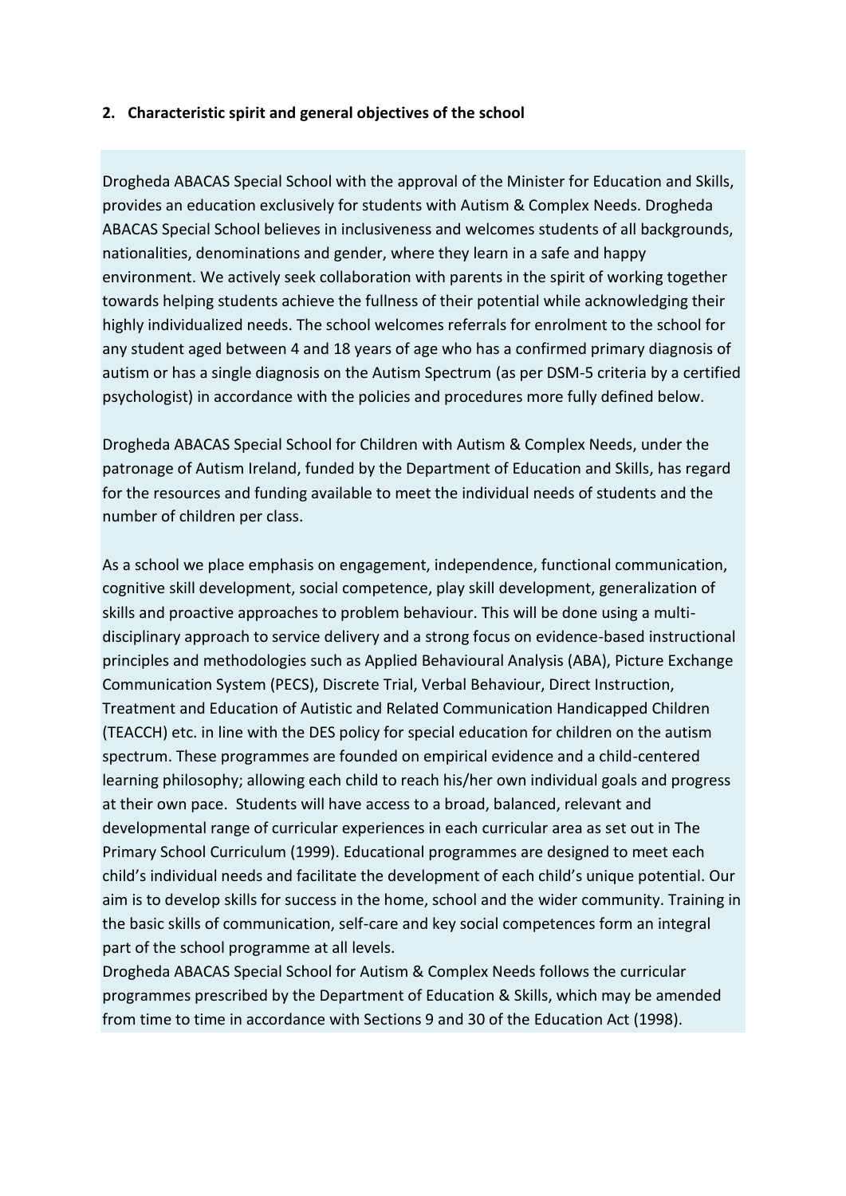## 2. Characteristic spirit and general objectives of the school

Drogheda ABACAS Special School with the approval of the Minister for Education and Skills, provides an education exclusively for students with Autism & Complex Needs. Drogheda ABACAS Special School believes in inclusiveness and welcomes students of all backgrounds, nationalities, denominations and gender, where they learn in a safe and happy environment. We actively seek collaboration with parents in the spirit of working together towards helping students achieve the fullness of their potential while acknowledging their highly individualized needs. The school welcomes referrals for enrolment to the school for any student aged between 4 and 18 years of age who has a confirmed primary diagnosis of autism or has a single diagnosis on the Autism Spectrum (as per DSM-5 criteria by a certified psychologist) in accordance with the policies and procedures more fully defined below.

Drogheda ABACAS Special School for Children with Autism & Complex Needs, under the patronage of Autism Ireland, funded by the Department of Education and Skills, has regard for the resources and funding available to meet the individual needs of students and the number of children per class.

As a school we place emphasis on engagement, independence, functional communication, cognitive skill development, social competence, play skill development, generalization of skills and proactive approaches to problem behaviour. This will be done using a multi-disciplinary approach to service delivery and a strong focus on evidence-based instructional principles and methodologies such as Applied Behavioural Analysis (ABA), Picture Exchange Communication System (PECS), Discrete Trial, Verbal Behaviour, Direct Instruction, Treatment and Education of Autistic and Related Communication Handicapped Children (TEACCH) etc. in line with the DES policy for special education for children on the autism spectrum. These programmes are founded on empirical evidence and a child-centered learning philosophy; allowing each child to reach his/her own individual goals and progress at their own pace. Students will have access to a broad, balanced, relevant and developmental range of curricular experiences in each curricular area as set out in The Primary School Curriculum (1999). Educational programmes are designed to meet each child's individual needs and facilitate the development of each child's unique potential. Our aim is to develop skills for success in the home, school and the wider community. Training in the basic skills of communication, self-care and key social competences form an integral part of the school programme at all levels.

Drogheda ABACAS Special School for Autism & Complex Needs follows the curricular programmes prescribed by the Department of Education & Skills, which may be amended from time to time in accordance with Sections 9 and 30 of the Education Act (1998).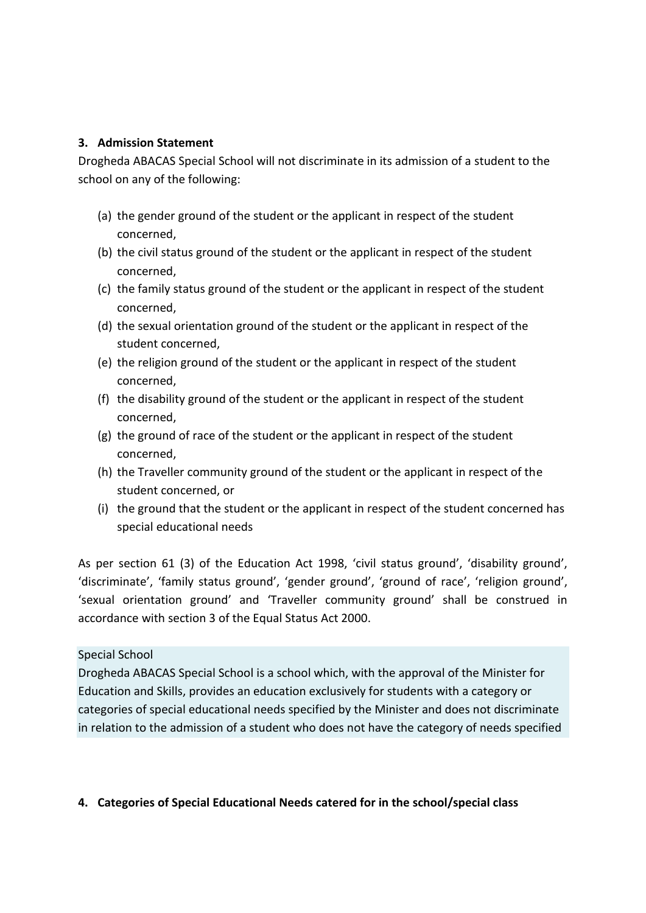### 3. Admission Statement

Drogheda ABACAS Special School will not discriminate in its admission of a student to the school on any of the following:

(a) the gender ground of the student or the applicant in respect of the student concerned,
(b) the civil status ground of the student or the applicant in respect of the student concerned,
(c) the family status ground of the student or the applicant in respect of the student concerned,
(d) the sexual orientation ground of the student or the applicant in respect of the student concerned,
(e) the religion ground of the student or the applicant in respect of the student concerned,
(f) the disability ground of the student or the applicant in respect of the student concerned,
(g) the ground of race of the student or the applicant in respect of the student concerned,
(h) the Traveller community ground of the student or the applicant in respect of the student concerned, or
(i) the ground that the student or the applicant in respect of the student concerned has special educational needs

As per section 61 (3) of the Education Act 1998, 'civil status ground', 'disability ground', 'discriminate', 'family status ground', 'gender ground', 'ground of race', 'religion ground', 'sexual orientation ground' and 'Traveller community ground' shall be construed in accordance with section 3 of the Equal Status Act 2000.

Special School

Drogheda ABACAS Special School is a school which, with the approval of the Minister for Education and Skills, provides an education exclusively for students with a category or categories of special educational needs specified by the Minister and does not discriminate in relation to the admission of a student who does not have the category of needs specified

### 4. Categories of Special Educational Needs catered for in the school/special class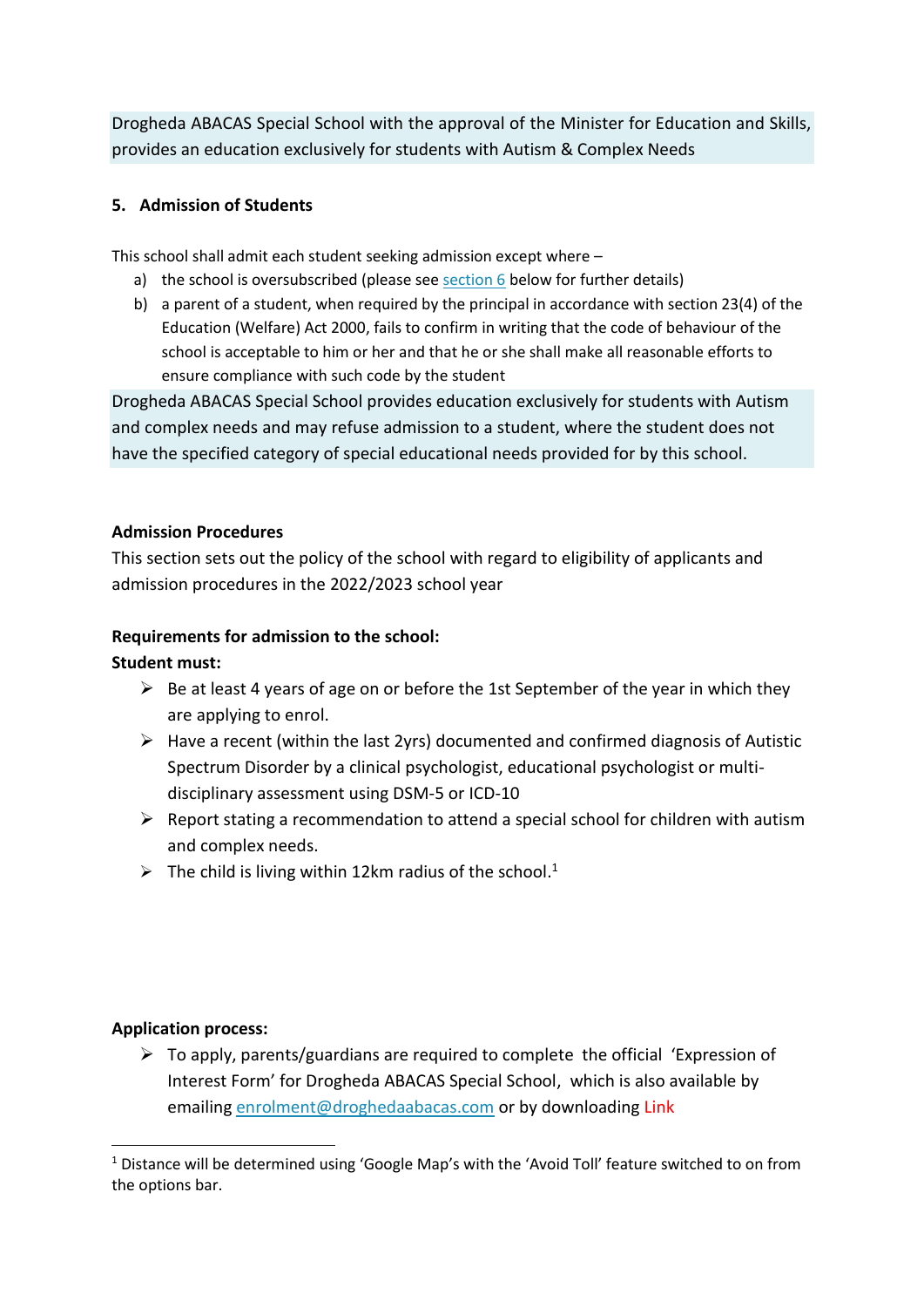Drogheda ABACAS Special School with the approval of the Minister for Education and Skills, provides an education exclusively for students with Autism & Complex Needs

## 5. Admission of Students

This school shall admit each student seeking admission except where –

a) the school is oversubscribed (please see section 6 below for further details)
b) a parent of a student, when required by the principal in accordance with section 23(4) of the Education (Welfare) Act 2000, fails to confirm in writing that the code of behaviour of the school is acceptable to him or her and that he or she shall make all reasonable efforts to ensure compliance with such code by the student

Drogheda ABACAS Special School provides education exclusively for students with Autism and complex needs and may refuse admission to a student, where the student does not have the specified category of special educational needs provided for by this school.

**Admission Procedures**

This section sets out the policy of the school with regard to eligibility of applicants and admission procedures in the 2022/2023 school year

**Requirements for admission to the school:**

**Student must:**

- Be at least 4 years of age on or before the 1st September of the year in which they are applying to enrol.
- Have a recent (within the last 2yrs) documented and confirmed diagnosis of Autistic Spectrum Disorder by a clinical psychologist, educational psychologist or multi-disciplinary assessment using DSM-5 or ICD-10
- Report stating a recommendation to attend a special school for children with autism and complex needs.
- The child is living within 12km radius of the school.[1]

**Application process:**

- To apply, parents/guardians are required to complete the official 'Expression of Interest Form' for Drogheda ABACAS Special School, which is also available by emailing enrolment@droghedaabacas.com or by downloading Link

[1] Distance will be determined using 'Google Map's with the 'Avoid Toll' feature switched to on from the options bar.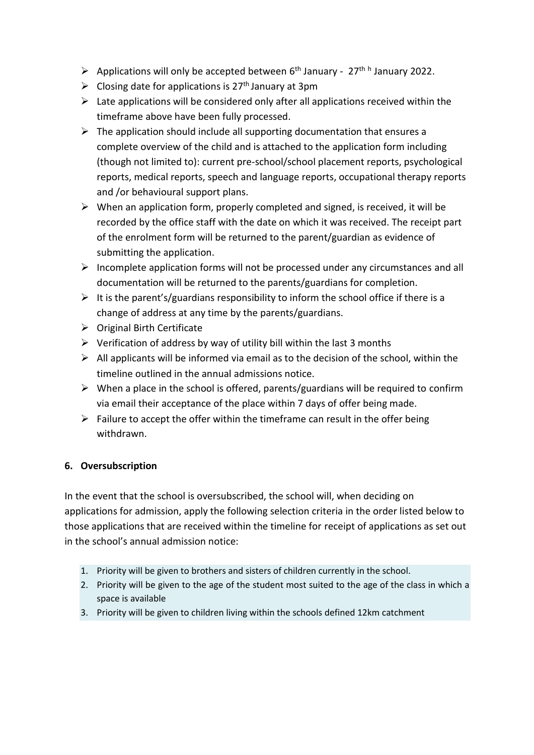- Applications will only be accepted between 6th January - 27th h January 2022.
- Closing date for applications is 27th January at 3pm
- Late applications will be considered only after all applications received within the timeframe above have been fully processed.
- The application should include all supporting documentation that ensures a complete overview of the child and is attached to the application form including (though not limited to): current pre-school/school placement reports, psychological reports, medical reports, speech and language reports, occupational therapy reports and /or behavioural support plans.
- When an application form, properly completed and signed, is received, it will be recorded by the office staff with the date on which it was received. The receipt part of the enrolment form will be returned to the parent/guardian as evidence of submitting the application.
- Incomplete application forms will not be processed under any circumstances and all documentation will be returned to the parents/guardians for completion.
- It is the parent's/guardians responsibility to inform the school office if there is a change of address at any time by the parents/guardians.
- Original Birth Certificate
- Verification of address by way of utility bill within the last 3 months
- All applicants will be informed via email as to the decision of the school, within the timeline outlined in the annual admissions notice.
- When a place in the school is offered, parents/guardians will be required to confirm via email their acceptance of the place within 7 days of offer being made.
- Failure to accept the offer within the timeframe can result in the offer being withdrawn.

**6. Oversubscription**

In the event that the school is oversubscribed, the school will, when deciding on applications for admission, apply the following selection criteria in the order listed below to those applications that are received within the timeline for receipt of applications as set out in the school's annual admission notice:

1. Priority will be given to brothers and sisters of children currently in the school.
2. Priority will be given to the age of the student most suited to the age of the class in which a space is available
3. Priority will be given to children living within the schools defined 12km catchment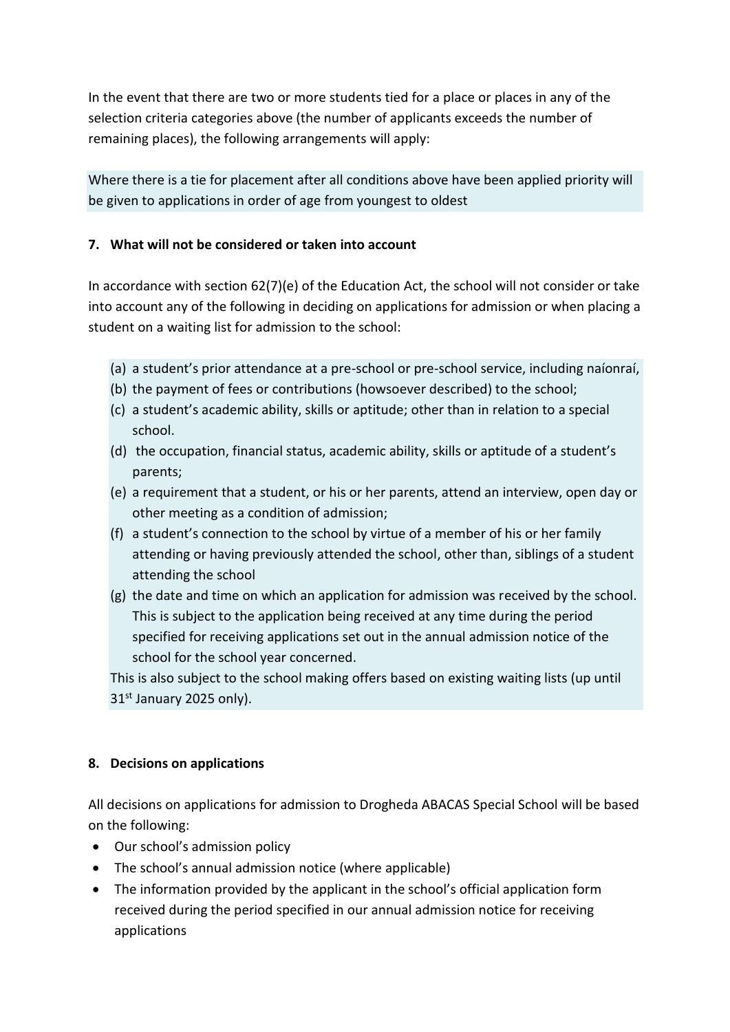In the event that there are two or more students tied for a place or places in any of the selection criteria categories above (the number of applicants exceeds the number of remaining places), the following arrangements will apply:

Where there is a tie for placement after all conditions above have been applied priority will be given to applications in order of age from youngest to oldest

## 7. What will not be considered or taken into account

In accordance with section 62(7)(e) of the Education Act, the school will not consider or take into account any of the following in deciding on applications for admission or when placing a student on a waiting list for admission to the school:

(a) a student's prior attendance at a pre-school or pre-school service, including naíonraí,
(b) the payment of fees or contributions (howsoever described) to the school;
(c) a student's academic ability, skills or aptitude; other than in relation to a special school.
(d) the occupation, financial status, academic ability, skills or aptitude of a student's parents;
(e) a requirement that a student, or his or her parents, attend an interview, open day or other meeting as a condition of admission;
(f) a student's connection to the school by virtue of a member of his or her family attending or having previously attended the school, other than, siblings of a student attending the school
(g) the date and time on which an application for admission was received by the school. This is subject to the application being received at any time during the period specified for receiving applications set out in the annual admission notice of the school for the school year concerned.

This is also subject to the school making offers based on existing waiting lists (up until 31st January 2025 only).

## 8. Decisions on applications

All decisions on applications for admission to Drogheda ABACAS Special School will be based on the following:

- Our school's admission policy
- The school's annual admission notice (where applicable)
- The information provided by the applicant in the school's official application form received during the period specified in our annual admission notice for receiving applications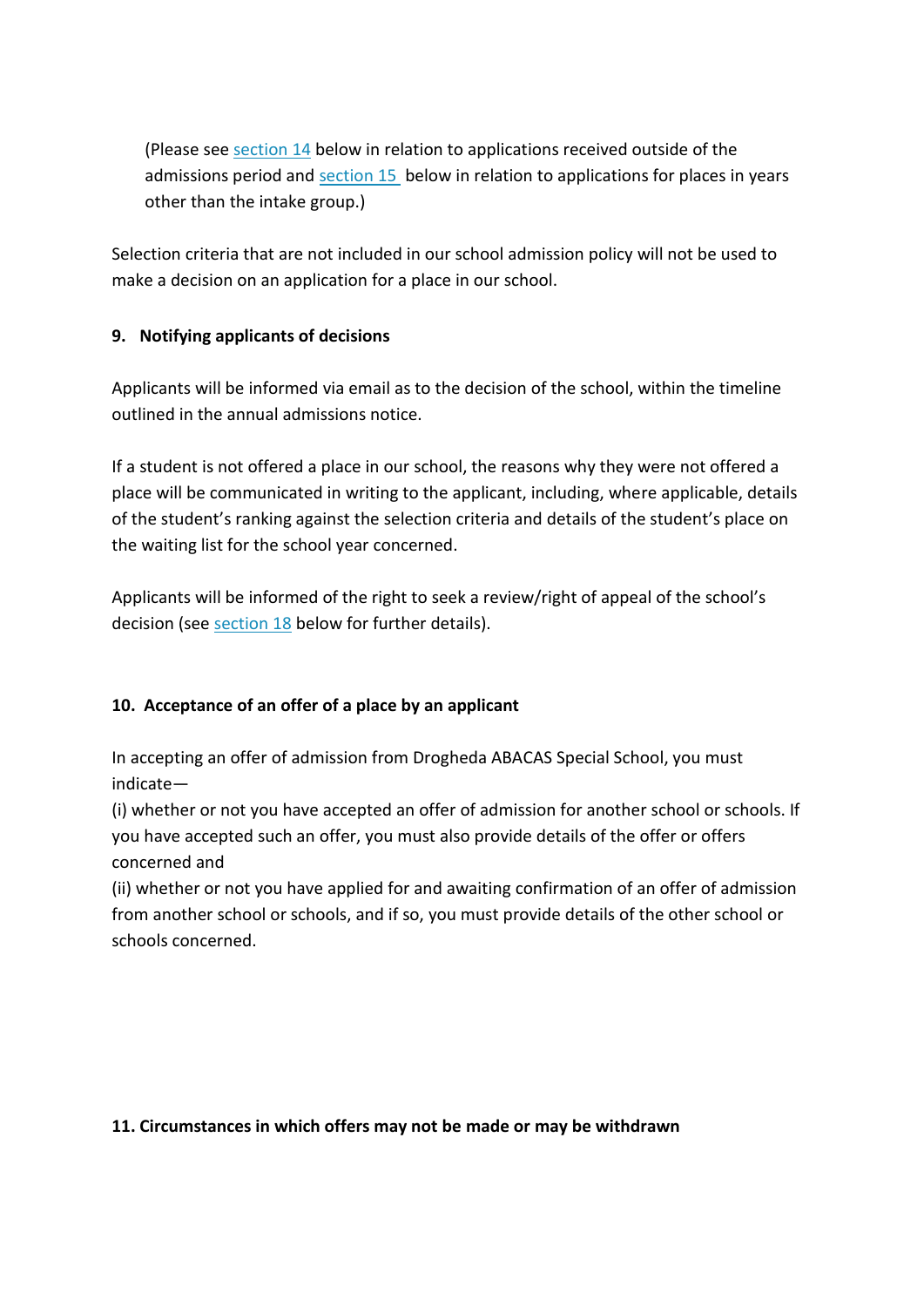(Please see section 14 below in relation to applications received outside of the admissions period and section 15 below in relation to applications for places in years other than the intake group.)

Selection criteria that are not included in our school admission policy will not be used to make a decision on an application for a place in our school.

**9. Notifying applicants of decisions**

Applicants will be informed via email as to the decision of the school, within the timeline outlined in the annual admissions notice.

If a student is not offered a place in our school, the reasons why they were not offered a place will be communicated in writing to the applicant, including, where applicable, details of the student's ranking against the selection criteria and details of the student's place on the waiting list for the school year concerned.

Applicants will be informed of the right to seek a review/right of appeal of the school's decision (see section 18 below for further details).

**10. Acceptance of an offer of a place by an applicant**

In accepting an offer of admission from Drogheda ABACAS Special School, you must indicate—

(i) whether or not you have accepted an offer of admission for another school or schools. If you have accepted such an offer, you must also provide details of the offer or offers concerned and

(ii) whether or not you have applied for and awaiting confirmation of an offer of admission from another school or schools, and if so, you must provide details of the other school or schools concerned.

**11. Circumstances in which offers may not be made or may be withdrawn**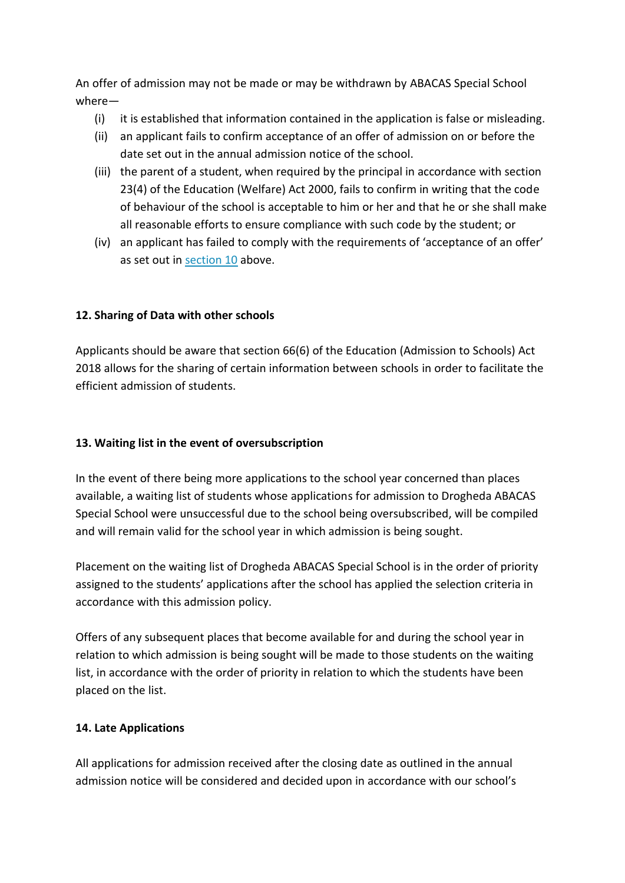An offer of admission may not be made or may be withdrawn by ABACAS Special School where—

(i) it is established that information contained in the application is false or misleading.

(ii) an applicant fails to confirm acceptance of an offer of admission on or before the date set out in the annual admission notice of the school.

(iii) the parent of a student, when required by the principal in accordance with section 23(4) of the Education (Welfare) Act 2000, fails to confirm in writing that the code of behaviour of the school is acceptable to him or her and that he or she shall make all reasonable efforts to ensure compliance with such code by the student; or

(iv) an applicant has failed to comply with the requirements of 'acceptance of an offer' as set out in section 10 above.

**12. Sharing of Data with other schools**

Applicants should be aware that section 66(6) of the Education (Admission to Schools) Act 2018 allows for the sharing of certain information between schools in order to facilitate the efficient admission of students.

**13. Waiting list in the event of oversubscription**

In the event of there being more applications to the school year concerned than places available, a waiting list of students whose applications for admission to Drogheda ABACAS Special School were unsuccessful due to the school being oversubscribed, will be compiled and will remain valid for the school year in which admission is being sought.

Placement on the waiting list of Drogheda ABACAS Special School is in the order of priority assigned to the students' applications after the school has applied the selection criteria in accordance with this admission policy.

Offers of any subsequent places that become available for and during the school year in relation to which admission is being sought will be made to those students on the waiting list, in accordance with the order of priority in relation to which the students have been placed on the list.

**14. Late Applications**

All applications for admission received after the closing date as outlined in the annual admission notice will be considered and decided upon in accordance with our school's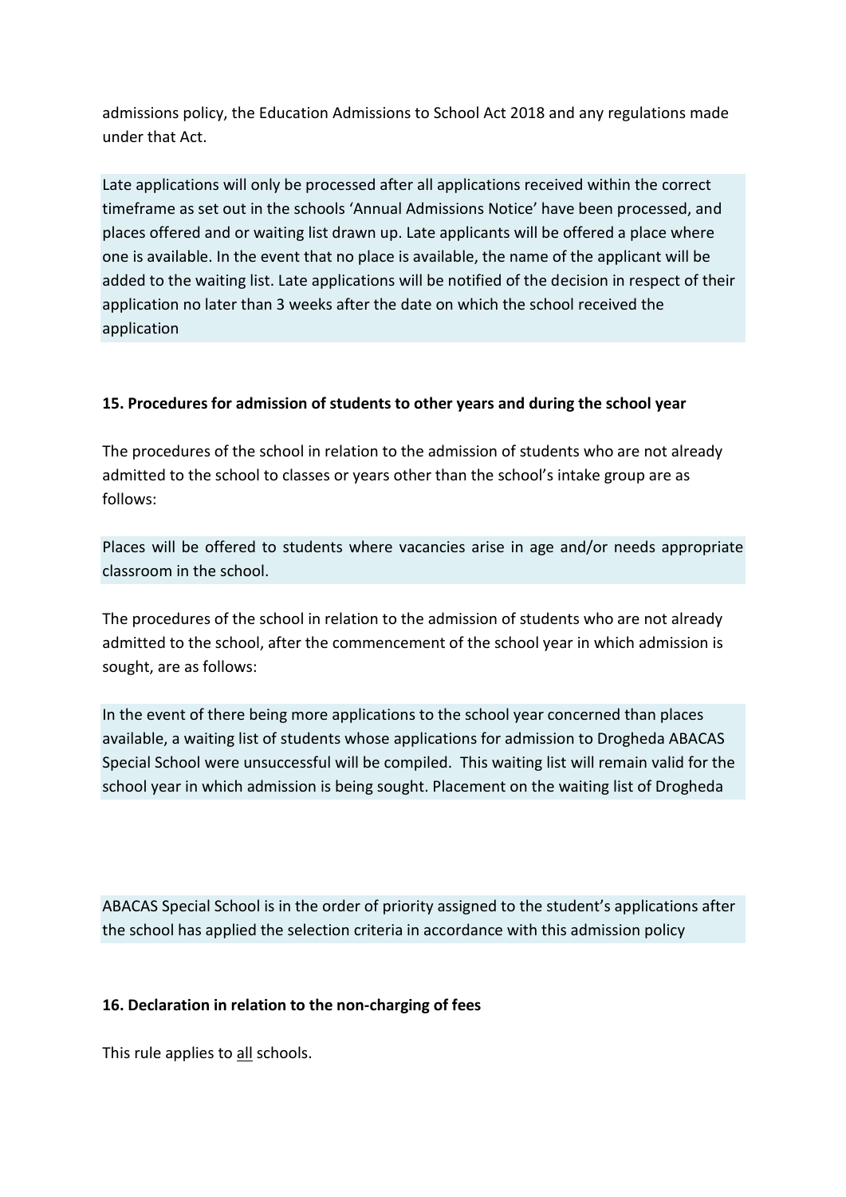admissions policy, the Education Admissions to School Act 2018 and any regulations made under that Act.

Late applications will only be processed after all applications received within the correct timeframe as set out in the schools 'Annual Admissions Notice' have been processed, and places offered and or waiting list drawn up. Late applicants will be offered a place where one is available. In the event that no place is available, the name of the applicant will be added to the waiting list. Late applications will be notified of the decision in respect of their application no later than 3 weeks after the date on which the school received the application

**15. Procedures for admission of students to other years and during the school year**

The procedures of the school in relation to the admission of students who are not already admitted to the school to classes or years other than the school's intake group are as follows:

Places will be offered to students where vacancies arise in age and/or needs appropriate classroom in the school.

The procedures of the school in relation to the admission of students who are not already admitted to the school, after the commencement of the school year in which admission is sought, are as follows:

In the event of there being more applications to the school year concerned than places available, a waiting list of students whose applications for admission to Drogheda ABACAS Special School were unsuccessful will be compiled. This waiting list will remain valid for the school year in which admission is being sought. Placement on the waiting list of Drogheda ABACAS Special School is in the order of priority assigned to the student's applications after the school has applied the selection criteria in accordance with this admission policy

**16. Declaration in relation to the non-charging of fees**

This rule applies to all schools.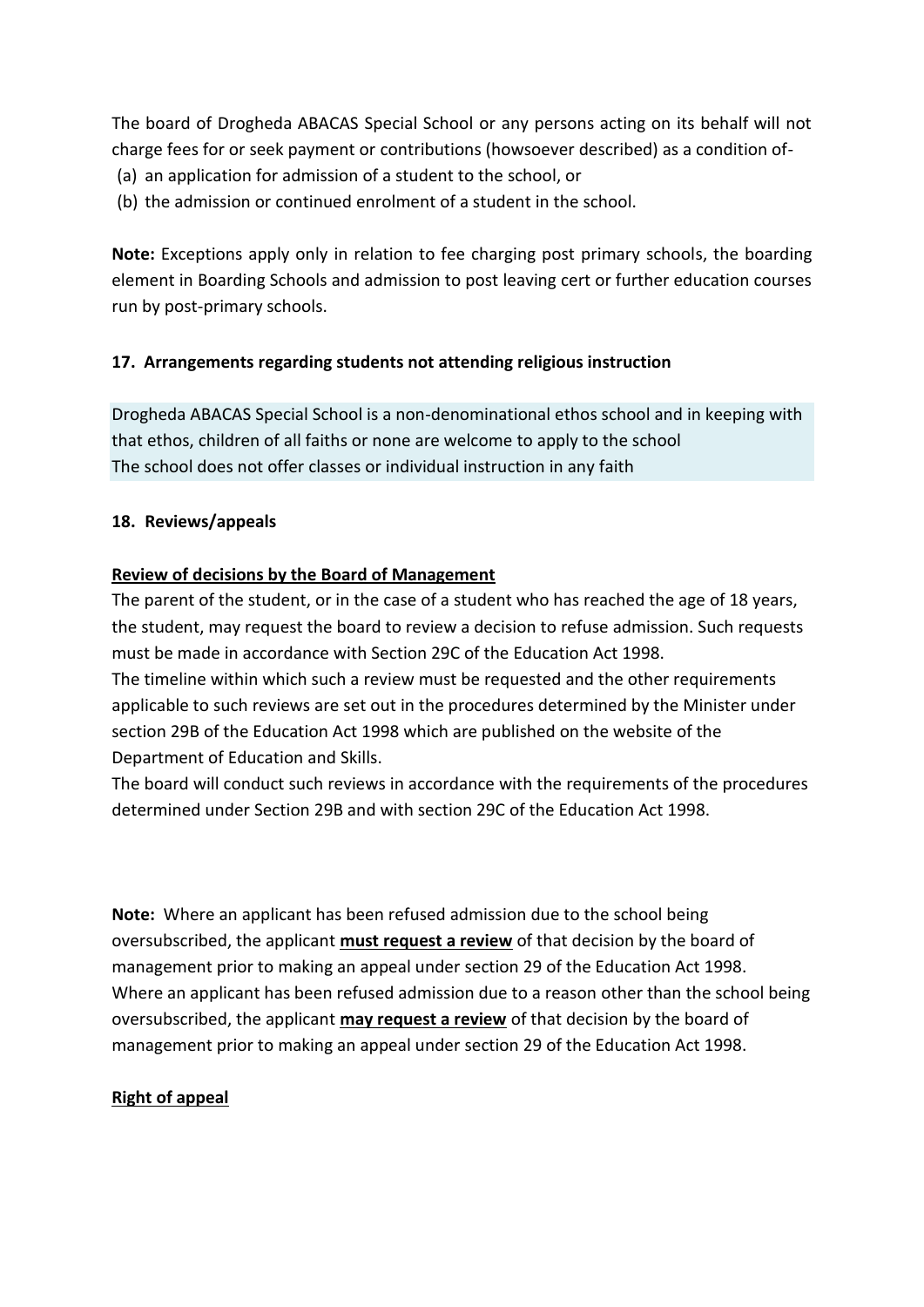The board of Drogheda ABACAS Special School or any persons acting on its behalf will not charge fees for or seek payment or contributions (howsoever described) as a condition of-

(a) an application for admission of a student to the school, or

(b) the admission or continued enrolment of a student in the school.

**Note:** Exceptions apply only in relation to fee charging post primary schools, the boarding element in Boarding Schools and admission to post leaving cert or further education courses run by post-primary schools.

## 17. Arrangements regarding students not attending religious instruction

Drogheda ABACAS Special School is a non-denominational ethos school and in keeping with that ethos, children of all faiths or none are welcome to apply to the school
The school does not offer classes or individual instruction in any faith

## 18. Reviews/appeals

**Review of decisions by the Board of Management**

The parent of the student, or in the case of a student who has reached the age of 18 years, the student, may request the board to review a decision to refuse admission. Such requests must be made in accordance with Section 29C of the Education Act 1998.

The timeline within which such a review must be requested and the other requirements applicable to such reviews are set out in the procedures determined by the Minister under section 29B of the Education Act 1998 which are published on the website of the Department of Education and Skills.

The board will conduct such reviews in accordance with the requirements of the procedures determined under Section 29B and with section 29C of the Education Act 1998.

**Note:** Where an applicant has been refused admission due to the school being oversubscribed, the applicant **must request a review** of that decision by the board of management prior to making an appeal under section 29 of the Education Act 1998.
Where an applicant has been refused admission due to a reason other than the school being oversubscribed, the applicant **may request a review** of that decision by the board of management prior to making an appeal under section 29 of the Education Act 1998.

**Right of appeal**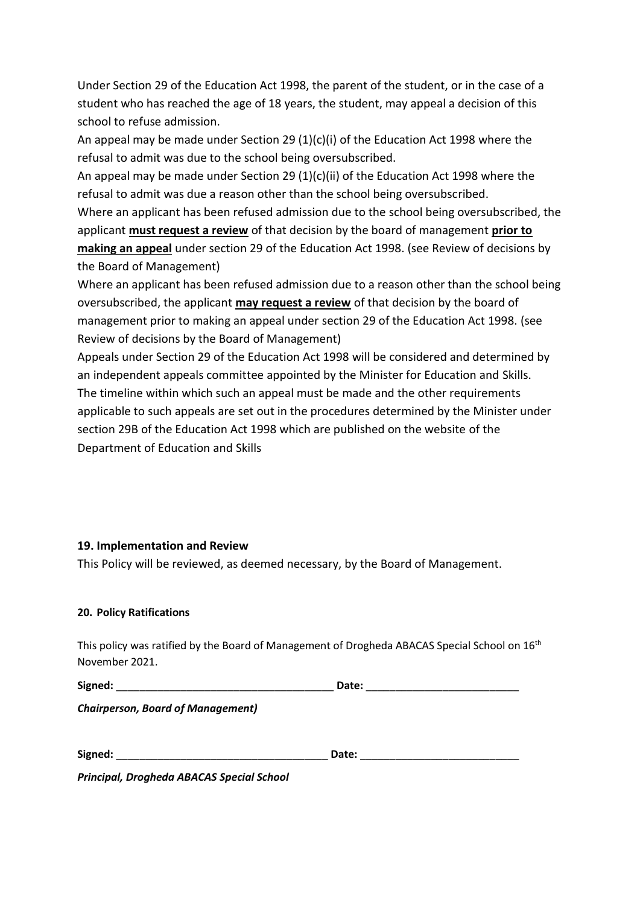Under Section 29 of the Education Act 1998, the parent of the student, or in the case of a student who has reached the age of 18 years, the student, may appeal a decision of this school to refuse admission.

An appeal may be made under Section 29 (1)(c)(i) of the Education Act 1998 where the refusal to admit was due to the school being oversubscribed.

An appeal may be made under Section 29 (1)(c)(ii) of the Education Act 1998 where the refusal to admit was due a reason other than the school being oversubscribed.

Where an applicant has been refused admission due to the school being oversubscribed, the applicant **must request a review** of that decision by the board of management **prior to making an appeal** under section 29 of the Education Act 1998. (see Review of decisions by the Board of Management)

Where an applicant has been refused admission due to a reason other than the school being oversubscribed, the applicant **may request a review** of that decision by the board of management prior to making an appeal under section 29 of the Education Act 1998. (see Review of decisions by the Board of Management)

Appeals under Section 29 of the Education Act 1998 will be considered and determined by an independent appeals committee appointed by the Minister for Education and Skills.

The timeline within which such an appeal must be made and the other requirements applicable to such appeals are set out in the procedures determined by the Minister under section 29B of the Education Act 1998 which are published on the website of the Department of Education and Skills

## 19. Implementation and Review

This Policy will be reviewed, as deemed necessary, by the Board of Management.

### 20. Policy Ratifications

This policy was ratified by the Board of Management of Drogheda ABACAS Special School on 16th November 2021.

**Signed:** ____________________________________ **Date:** _________________________

***Chairperson, Board of Management)***

**Signed:** ____________________________________ **Date:** ___________________________

***Principal, Drogheda ABACAS Special School***